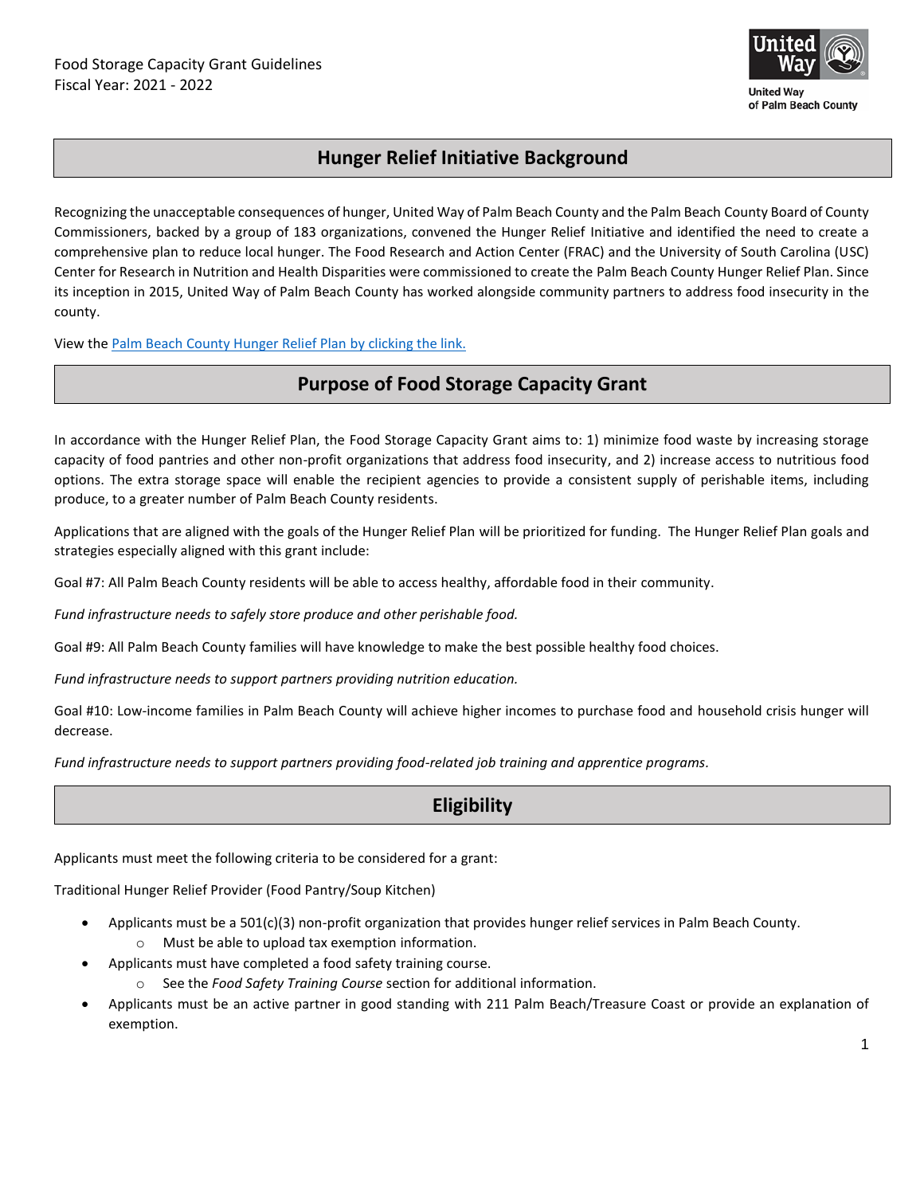Food Storage Capacity Grant Guidelines
Fiscal Year: 2021 - 2022

United Way of Palm Beach County

## Hunger Relief Initiative Background

Recognizing the unacceptable consequences of hunger, United Way of Palm Beach County and the Palm Beach County Board of County Commissioners, backed by a group of 183 organizations, convened the Hunger Relief Initiative and identified the need to create a comprehensive plan to reduce local hunger. The Food Research and Action Center (FRAC) and the University of South Carolina (USC) Center for Research in Nutrition and Health Disparities were commissioned to create the Palm Beach County Hunger Relief Plan. Since its inception in 2015, United Way of Palm Beach County has worked alongside community partners to address food insecurity in the county.

View the Palm Beach County Hunger Relief Plan by clicking the link.

## Purpose of Food Storage Capacity Grant

In accordance with the Hunger Relief Plan, the Food Storage Capacity Grant aims to: 1) minimize food waste by increasing storage capacity of food pantries and other non-profit organizations that address food insecurity, and 2) increase access to nutritious food options. The extra storage space will enable the recipient agencies to provide a consistent supply of perishable items, including produce, to a greater number of Palm Beach County residents.

Applications that are aligned with the goals of the Hunger Relief Plan will be prioritized for funding. The Hunger Relief Plan goals and strategies especially aligned with this grant include:

Goal #7: All Palm Beach County residents will be able to access healthy, affordable food in their community.

*Fund infrastructure needs to safely store produce and other perishable food.*

Goal #9: All Palm Beach County families will have knowledge to make the best possible healthy food choices.

*Fund infrastructure needs to support partners providing nutrition education.*

Goal #10: Low-income families in Palm Beach County will achieve higher incomes to purchase food and household crisis hunger will decrease.

*Fund infrastructure needs to support partners providing food-related job training and apprentice programs.*

## Eligibility

Applicants must meet the following criteria to be considered for a grant:

Traditional Hunger Relief Provider (Food Pantry/Soup Kitchen)

- Applicants must be a 501(c)(3) non-profit organization that provides hunger relief services in Palm Beach County.
  - Must be able to upload tax exemption information.
- Applicants must have completed a food safety training course.
  - See the *Food Safety Training Course* section for additional information.
- Applicants must be an active partner in good standing with 211 Palm Beach/Treasure Coast or provide an explanation of exemption.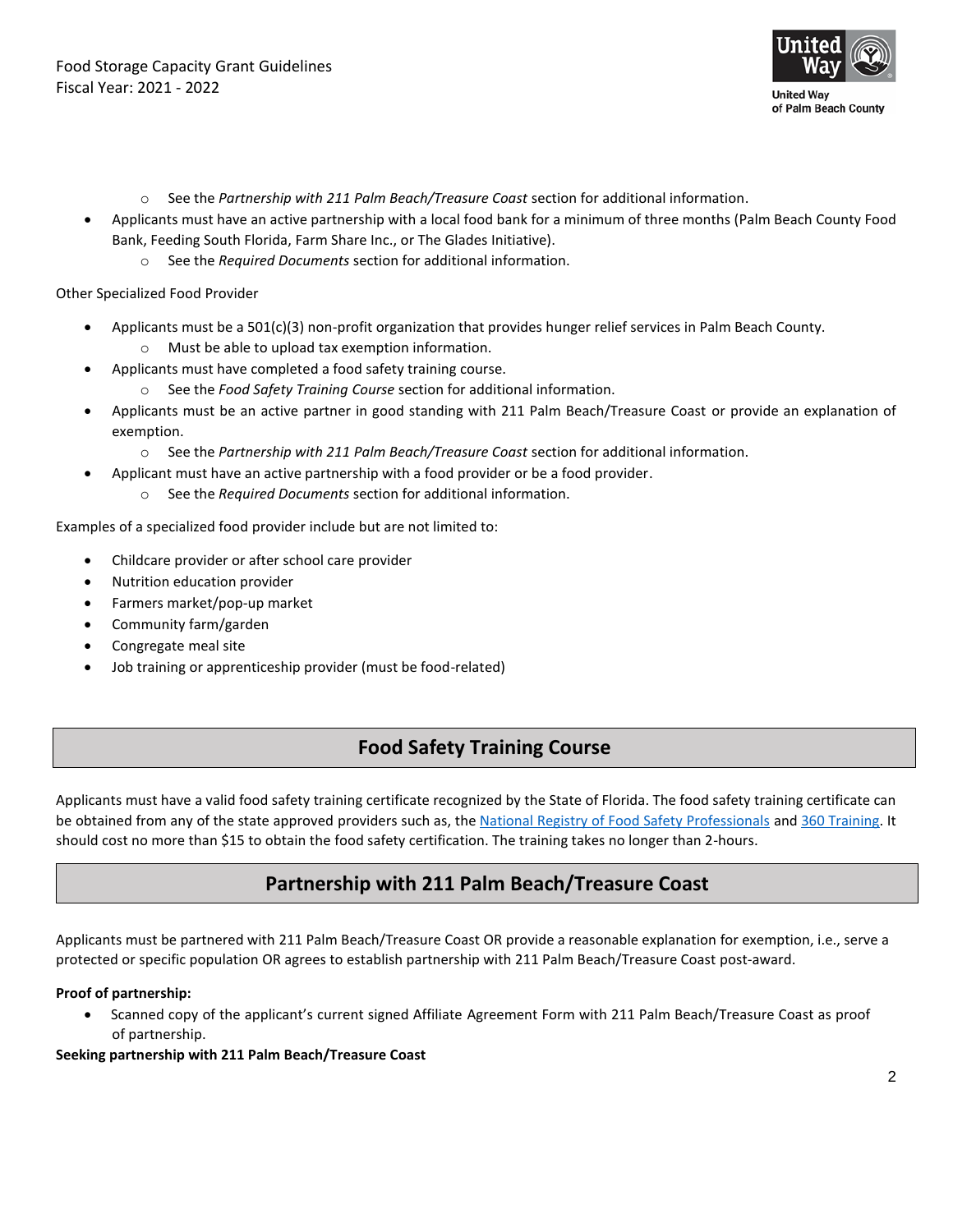- See the *Partnership with 211 Palm Beach/Treasure Coast* section for additional information.
- Applicants must have an active partnership with a local food bank for a minimum of three months (Palm Beach County Food Bank, Feeding South Florida, Farm Share Inc., or The Glades Initiative).
  - See the *Required Documents* section for additional information.

Other Specialized Food Provider

- Applicants must be a 501(c)(3) non-profit organization that provides hunger relief services in Palm Beach County.
  - Must be able to upload tax exemption information.
- Applicants must have completed a food safety training course.
  - See the *Food Safety Training Course* section for additional information.
- Applicants must be an active partner in good standing with 211 Palm Beach/Treasure Coast or provide an explanation of exemption.
  - See the *Partnership with 211 Palm Beach/Treasure Coast* section for additional information.
- Applicant must have an active partnership with a food provider or be a food provider.
  - See the *Required Documents* section for additional information.

Examples of a specialized food provider include but are not limited to:

- Childcare provider or after school care provider
- Nutrition education provider
- Farmers market/pop-up market
- Community farm/garden
- Congregate meal site
- Job training or apprenticeship provider (must be food-related)

## Food Safety Training Course

Applicants must have a valid food safety training certificate recognized by the State of Florida. The food safety training certificate can be obtained from any of the state approved providers such as, the National Registry of Food Safety Professionals and 360 Training. It should cost no more than $15 to obtain the food safety certification. The training takes no longer than 2-hours.

## Partnership with 211 Palm Beach/Treasure Coast

Applicants must be partnered with 211 Palm Beach/Treasure Coast OR provide a reasonable explanation for exemption, i.e., serve a protected or specific population OR agrees to establish partnership with 211 Palm Beach/Treasure Coast post-award.

**Proof of partnership:**

- Scanned copy of the applicant's current signed Affiliate Agreement Form with 211 Palm Beach/Treasure Coast as proof of partnership.

**Seeking partnership with 211 Palm Beach/Treasure Coast**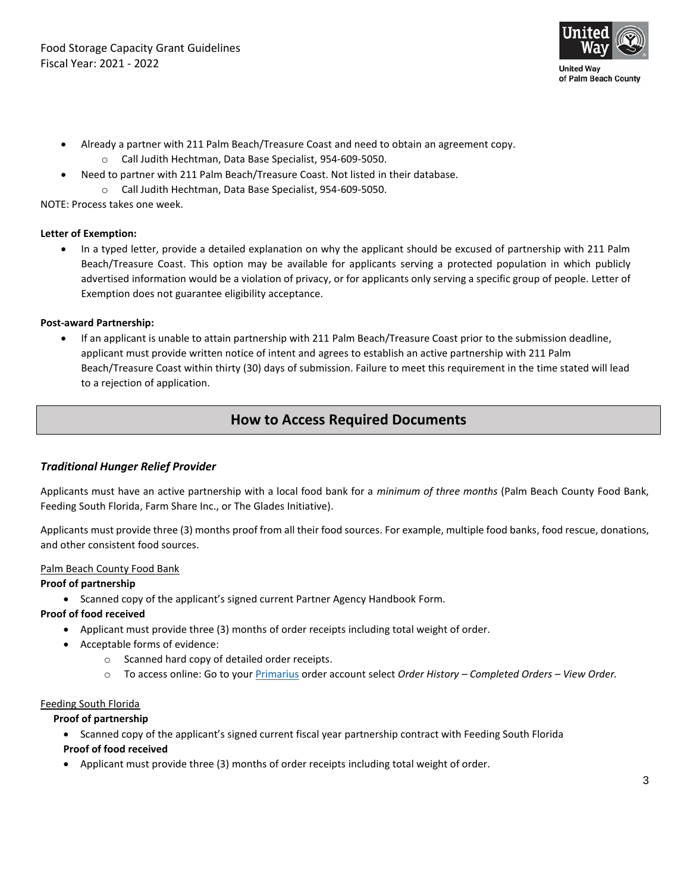- Already a partner with 211 Palm Beach/Treasure Coast and need to obtain an agreement copy.
  - Call Judith Hechtman, Data Base Specialist, 954-609-5050.
- Need to partner with 211 Palm Beach/Treasure Coast. Not listed in their database.
  - Call Judith Hechtman, Data Base Specialist, 954-609-5050.

NOTE: Process takes one week.

**Letter of Exemption:**

- In a typed letter, provide a detailed explanation on why the applicant should be excused of partnership with 211 Palm Beach/Treasure Coast. This option may be available for applicants serving a protected population in which publicly advertised information would be a violation of privacy, or for applicants only serving a specific group of people. Letter of Exemption does not guarantee eligibility acceptance.

**Post-award Partnership:**

- If an applicant is unable to attain partnership with 211 Palm Beach/Treasure Coast prior to the submission deadline, applicant must provide written notice of intent and agrees to establish an active partnership with 211 Palm Beach/Treasure Coast within thirty (30) days of submission. Failure to meet this requirement in the time stated will lead to a rejection of application.

## How to Access Required Documents

### *Traditional Hunger Relief Provider*

Applicants must have an active partnership with a local food bank for a *minimum of three months* (Palm Beach County Food Bank, Feeding South Florida, Farm Share Inc., or The Glades Initiative).

Applicants must provide three (3) months proof from all their food sources. For example, multiple food banks, food rescue, donations, and other consistent food sources.

<u>Palm Beach County Food Bank</u>

**Proof of partnership**

- Scanned copy of the applicant's signed current Partner Agency Handbook Form.

**Proof of food received**

- Applicant must provide three (3) months of order receipts including total weight of order.
- Acceptable forms of evidence:
  - Scanned hard copy of detailed order receipts.
  - To access online: Go to your Primarius order account select *Order History – Completed Orders – View Order.*

<u>Feeding South Florida</u>

**Proof of partnership**

- Scanned copy of the applicant's signed current fiscal year partnership contract with Feeding South Florida

**Proof of food received**

- Applicant must provide three (3) months of order receipts including total weight of order.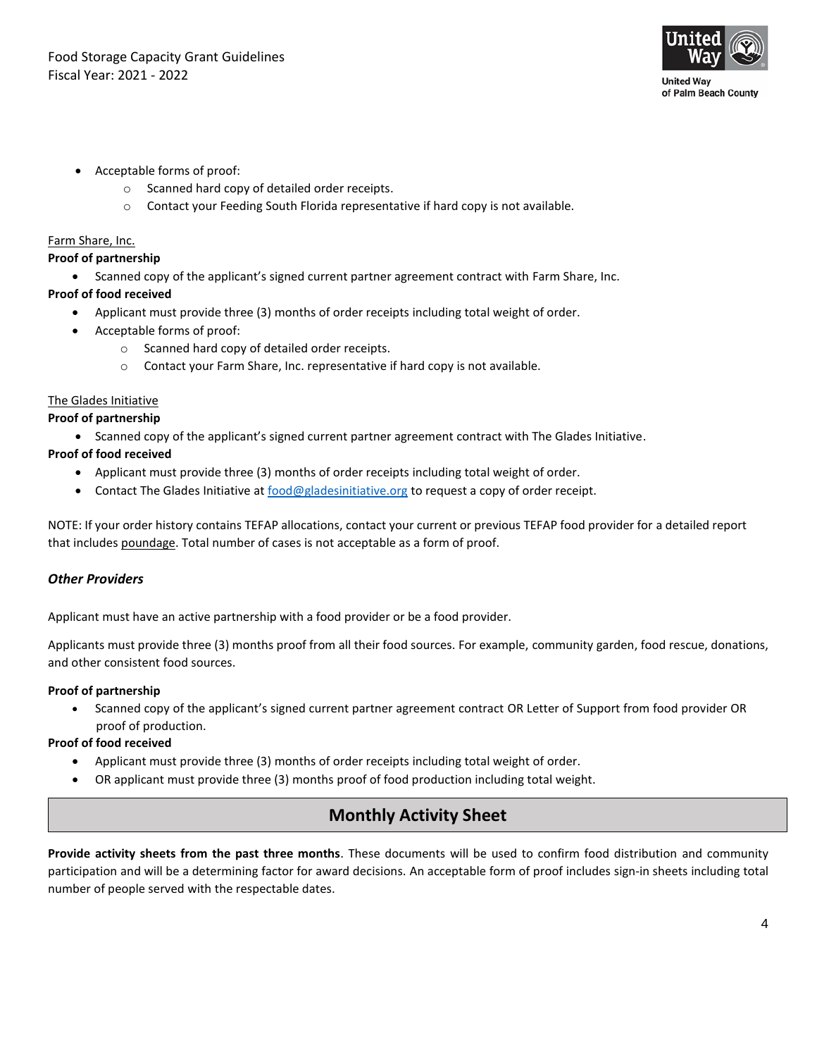- Acceptable forms of proof:
    - Scanned hard copy of detailed order receipts.
    - Contact your Feeding South Florida representative if hard copy is not available.

<u>Farm Share, Inc.</u>

**Proof of partnership**

- Scanned copy of the applicant's signed current partner agreement contract with Farm Share, Inc.

**Proof of food received**

- Applicant must provide three (3) months of order receipts including total weight of order.
- Acceptable forms of proof:
    - Scanned hard copy of detailed order receipts.
    - Contact your Farm Share, Inc. representative if hard copy is not available.

<u>The Glades Initiative</u>

**Proof of partnership**

- Scanned copy of the applicant's signed current partner agreement contract with The Glades Initiative.

**Proof of food received**

- Applicant must provide three (3) months of order receipts including total weight of order.
- Contact The Glades Initiative at food@gladesinitiative.org to request a copy of order receipt.

NOTE: If your order history contains TEFAP allocations, contact your current or previous TEFAP food provider for a detailed report that includes <u>poundage</u>. Total number of cases is not acceptable as a form of proof.

### ***Other Providers***

Applicant must have an active partnership with a food provider or be a food provider.

Applicants must provide three (3) months proof from all their food sources. For example, community garden, food rescue, donations, and other consistent food sources.

**Proof of partnership**

- Scanned copy of the applicant's signed current partner agreement contract OR Letter of Support from food provider OR proof of production.

**Proof of food received**

- Applicant must provide three (3) months of order receipts including total weight of order.
- OR applicant must provide three (3) months proof of food production including total weight.

## Monthly Activity Sheet

**Provide activity sheets from the past three months**. These documents will be used to confirm food distribution and community participation and will be a determining factor for award decisions. An acceptable form of proof includes sign-in sheets including total number of people served with the respectable dates.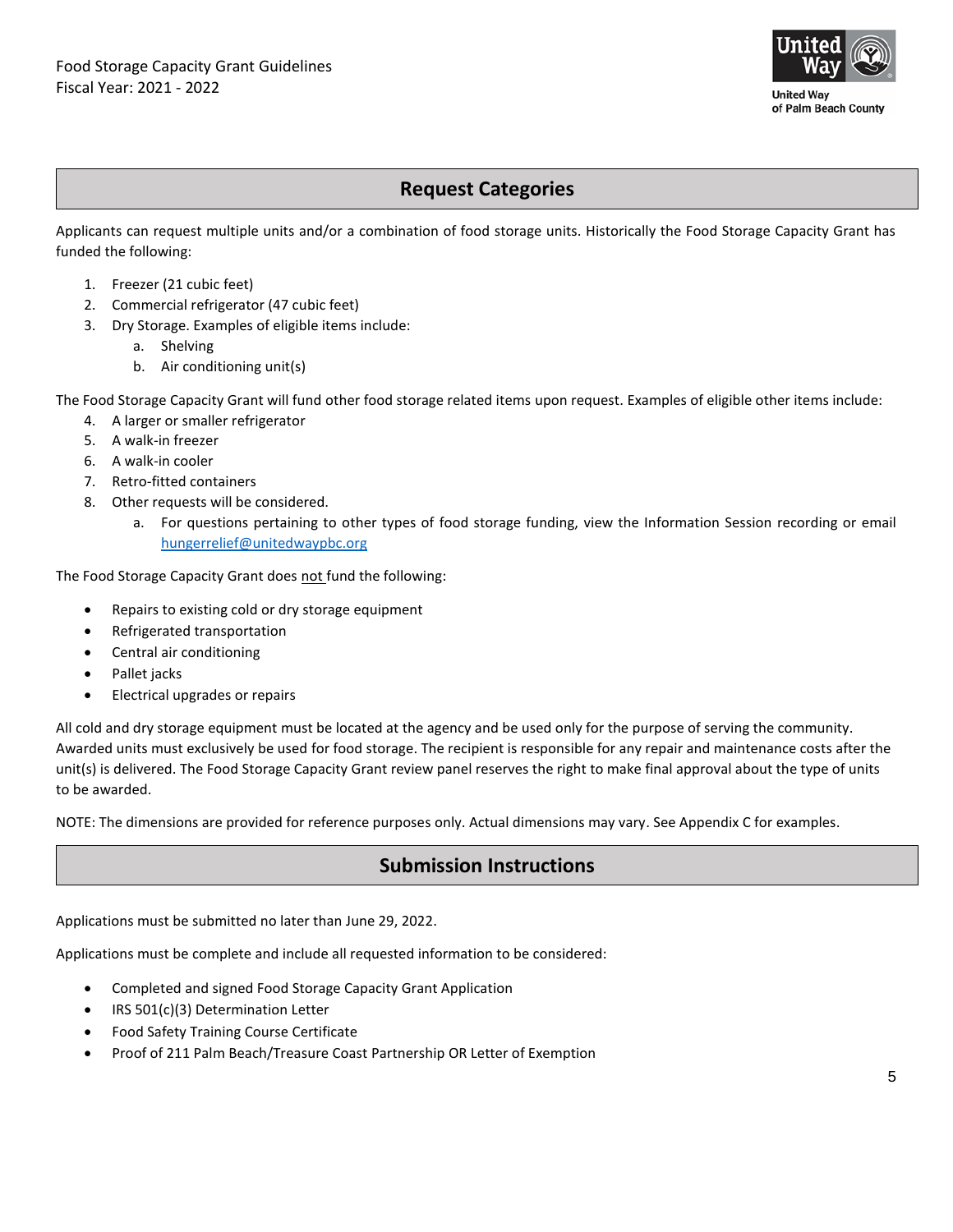## Request Categories

Applicants can request multiple units and/or a combination of food storage units. Historically the Food Storage Capacity Grant has funded the following:

1. Freezer (21 cubic feet)
2. Commercial refrigerator (47 cubic feet)
3. Dry Storage. Examples of eligible items include:
   a. Shelving
   b. Air conditioning unit(s)

The Food Storage Capacity Grant will fund other food storage related items upon request. Examples of eligible other items include:

4. A larger or smaller refrigerator
5. A walk-in freezer
6. A walk-in cooler
7. Retro-fitted containers
8. Other requests will be considered.
   a. For questions pertaining to other types of food storage funding, view the Information Session recording or email hungerrelief@unitedwaypbc.org

The Food Storage Capacity Grant does not fund the following:

- Repairs to existing cold or dry storage equipment
- Refrigerated transportation
- Central air conditioning
- Pallet jacks
- Electrical upgrades or repairs

All cold and dry storage equipment must be located at the agency and be used only for the purpose of serving the community. Awarded units must exclusively be used for food storage. The recipient is responsible for any repair and maintenance costs after the unit(s) is delivered. The Food Storage Capacity Grant review panel reserves the right to make final approval about the type of units to be awarded.

NOTE: The dimensions are provided for reference purposes only. Actual dimensions may vary. See Appendix C for examples.

## Submission Instructions

Applications must be submitted no later than June 29, 2022.

Applications must be complete and include all requested information to be considered:

- Completed and signed Food Storage Capacity Grant Application
- IRS 501(c)(3) Determination Letter
- Food Safety Training Course Certificate
- Proof of 211 Palm Beach/Treasure Coast Partnership OR Letter of Exemption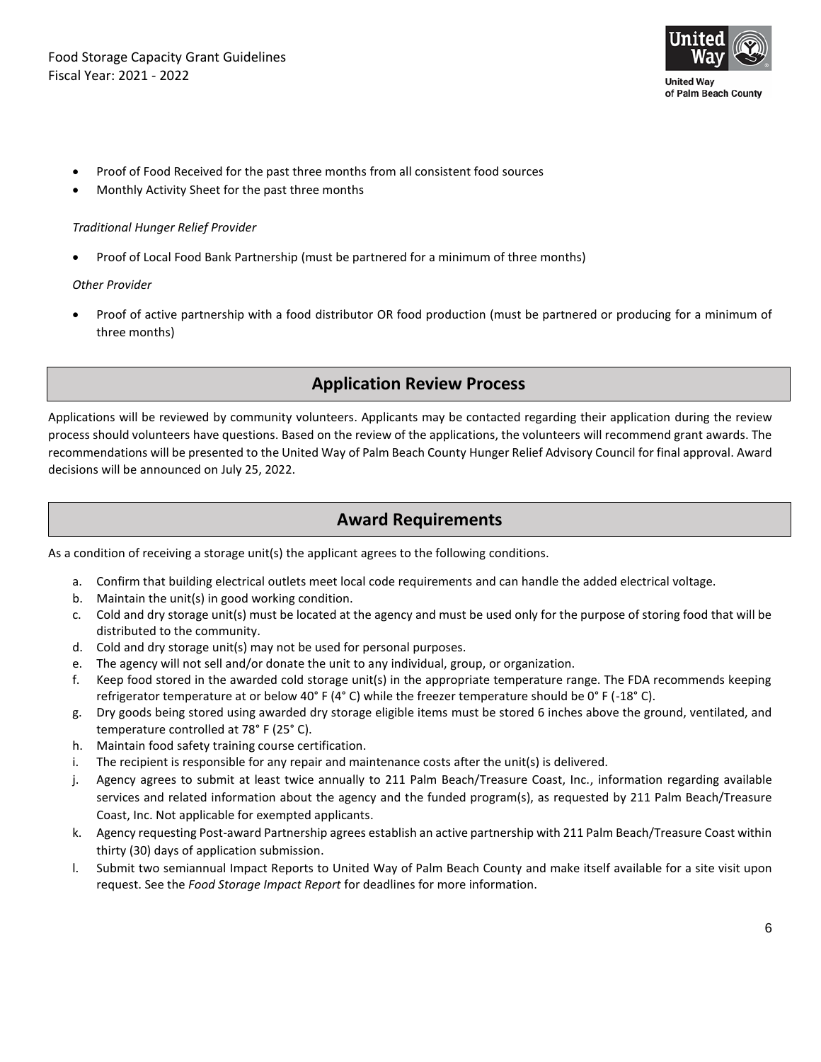- Proof of Food Received for the past three months from all consistent food sources
- Monthly Activity Sheet for the past three months

*Traditional Hunger Relief Provider*

- Proof of Local Food Bank Partnership (must be partnered for a minimum of three months)

*Other Provider*

- Proof of active partnership with a food distributor OR food production (must be partnered or producing for a minimum of three months)

## Application Review Process

Applications will be reviewed by community volunteers. Applicants may be contacted regarding their application during the review process should volunteers have questions. Based on the review of the applications, the volunteers will recommend grant awards. The recommendations will be presented to the United Way of Palm Beach County Hunger Relief Advisory Council for final approval. Award decisions will be announced on July 25, 2022.

## Award Requirements

As a condition of receiving a storage unit(s) the applicant agrees to the following conditions.

a. Confirm that building electrical outlets meet local code requirements and can handle the added electrical voltage.
b. Maintain the unit(s) in good working condition.
c. Cold and dry storage unit(s) must be located at the agency and must be used only for the purpose of storing food that will be distributed to the community.
d. Cold and dry storage unit(s) may not be used for personal purposes.
e. The agency will not sell and/or donate the unit to any individual, group, or organization.
f. Keep food stored in the awarded cold storage unit(s) in the appropriate temperature range. The FDA recommends keeping refrigerator temperature at or below 40° F (4° C) while the freezer temperature should be 0° F (-18° C).
g. Dry goods being stored using awarded dry storage eligible items must be stored 6 inches above the ground, ventilated, and temperature controlled at 78° F (25° C).
h. Maintain food safety training course certification.
i. The recipient is responsible for any repair and maintenance costs after the unit(s) is delivered.
j. Agency agrees to submit at least twice annually to 211 Palm Beach/Treasure Coast, Inc., information regarding available services and related information about the agency and the funded program(s), as requested by 211 Palm Beach/Treasure Coast, Inc. Not applicable for exempted applicants.
k. Agency requesting Post-award Partnership agrees establish an active partnership with 211 Palm Beach/Treasure Coast within thirty (30) days of application submission.
l. Submit two semiannual Impact Reports to United Way of Palm Beach County and make itself available for a site visit upon request. See the *Food Storage Impact Report* for deadlines for more information.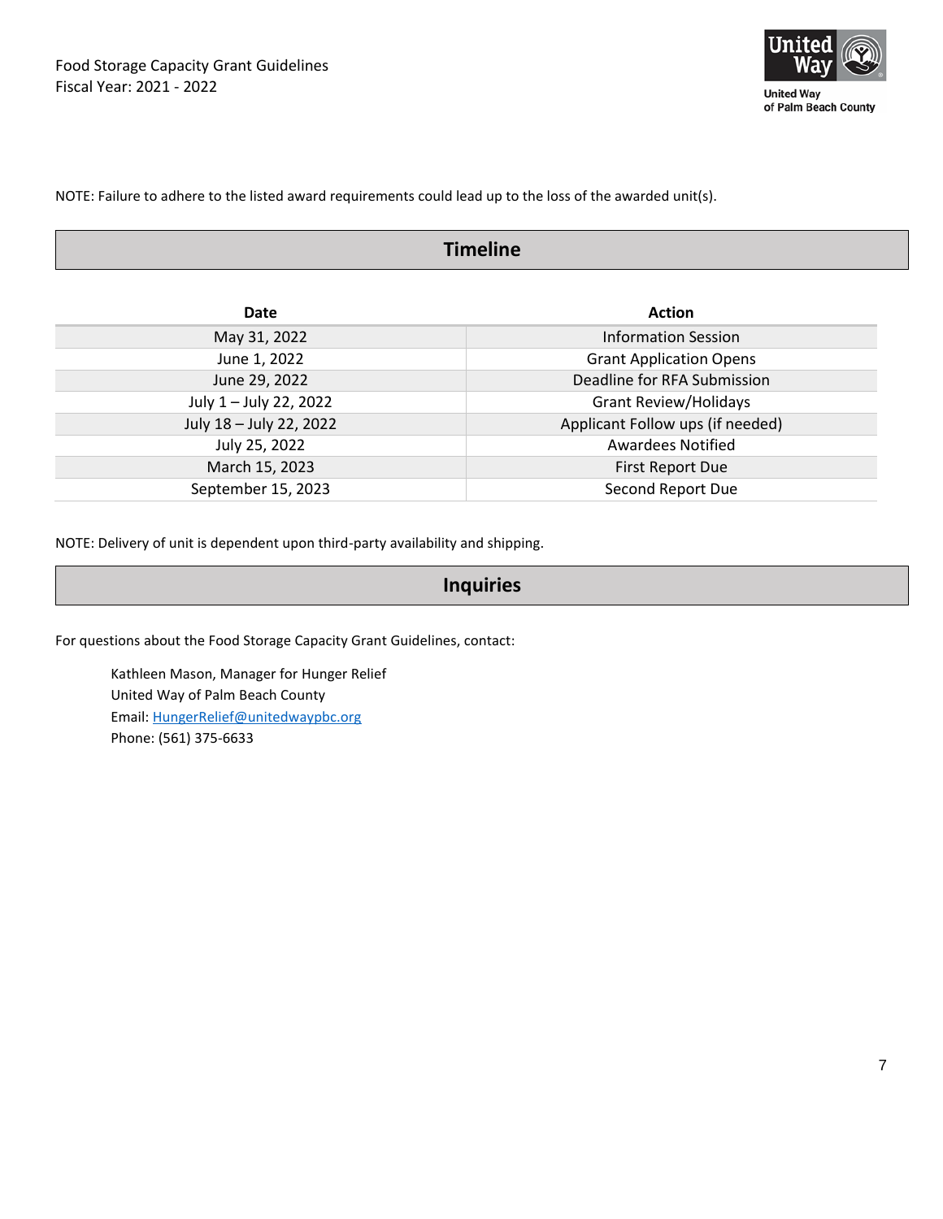NOTE: Failure to adhere to the listed award requirements could lead up to the loss of the awarded unit(s).

## Timeline

| Date | Action |
|---|---|
| May 31, 2022 | Information Session |
| June 1, 2022 | Grant Application Opens |
| June 29, 2022 | Deadline for RFA Submission |
| July 1 – July 22, 2022 | Grant Review/Holidays |
| July 18 – July 22, 2022 | Applicant Follow ups (if needed) |
| July 25, 2022 | Awardees Notified |
| March 15, 2023 | First Report Due |
| September 15, 2023 | Second Report Due |

NOTE: Delivery of unit is dependent upon third-party availability and shipping.

## Inquiries

For questions about the Food Storage Capacity Grant Guidelines, contact:

Kathleen Mason, Manager for Hunger Relief
United Way of Palm Beach County
Email: HungerRelief@unitedwaypbc.org
Phone: (561) 375-6633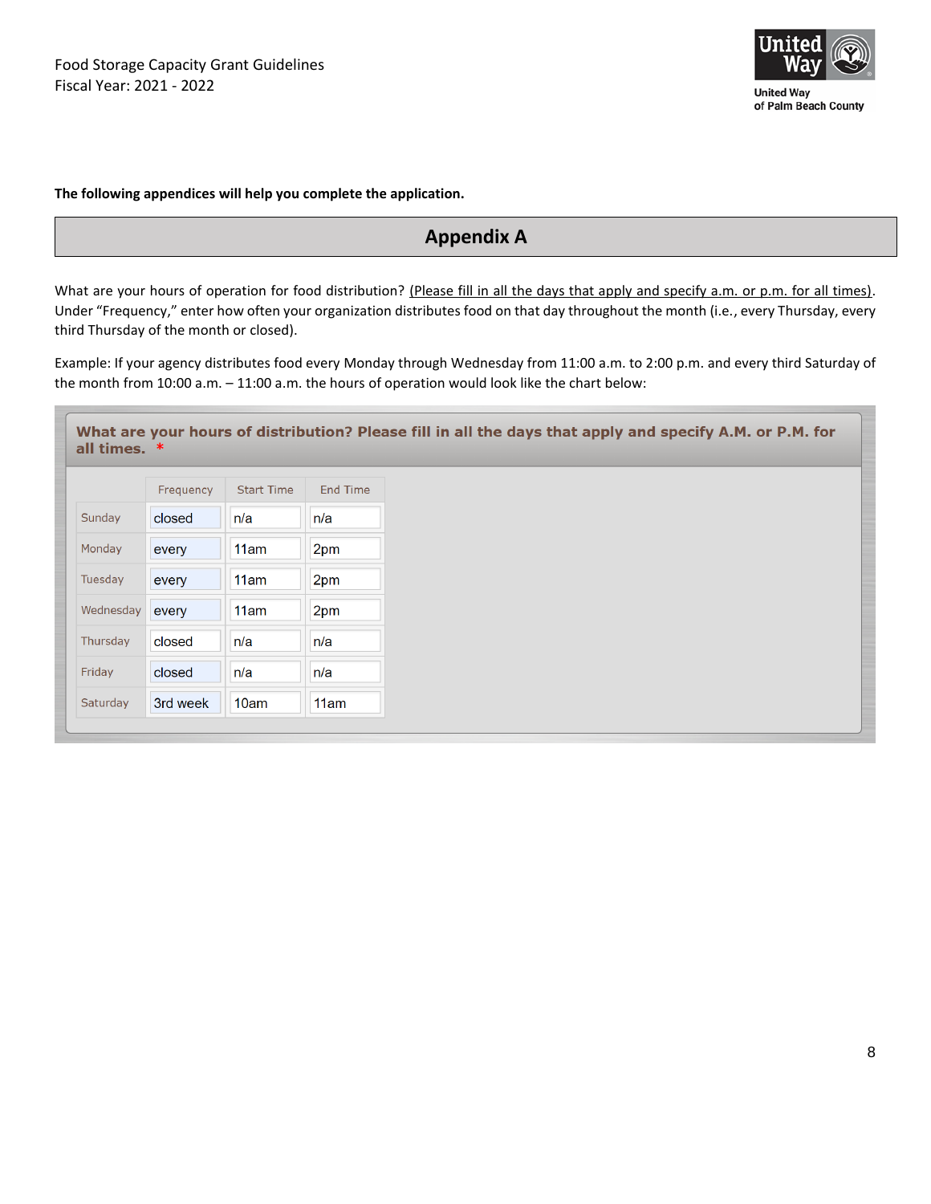**The following appendices will help you complete the application.**

## Appendix A

What are your hours of operation for food distribution? (Please fill in all the days that apply and specify a.m. or p.m. for all times). Under "Frequency," enter how often your organization distributes food on that day throughout the month (i.e., every Thursday, every third Thursday of the month or closed).

Example: If your agency distributes food every Monday through Wednesday from 11:00 a.m. to 2:00 p.m. and every third Saturday of the month from 10:00 a.m. – 11:00 a.m. the hours of operation would look like the chart below:

**What are your hours of distribution? Please fill in all the days that apply and specify A.M. or P.M. for all times. ***

| | Frequency | Start Time | End Time |
|---|---|---|---|
| Sunday | closed | n/a | n/a |
| Monday | every | 11am | 2pm |
| Tuesday | every | 11am | 2pm |
| Wednesday | every | 11am | 2pm |
| Thursday | closed | n/a | n/a |
| Friday | closed | n/a | n/a |
| Saturday | 3rd week | 10am | 11am |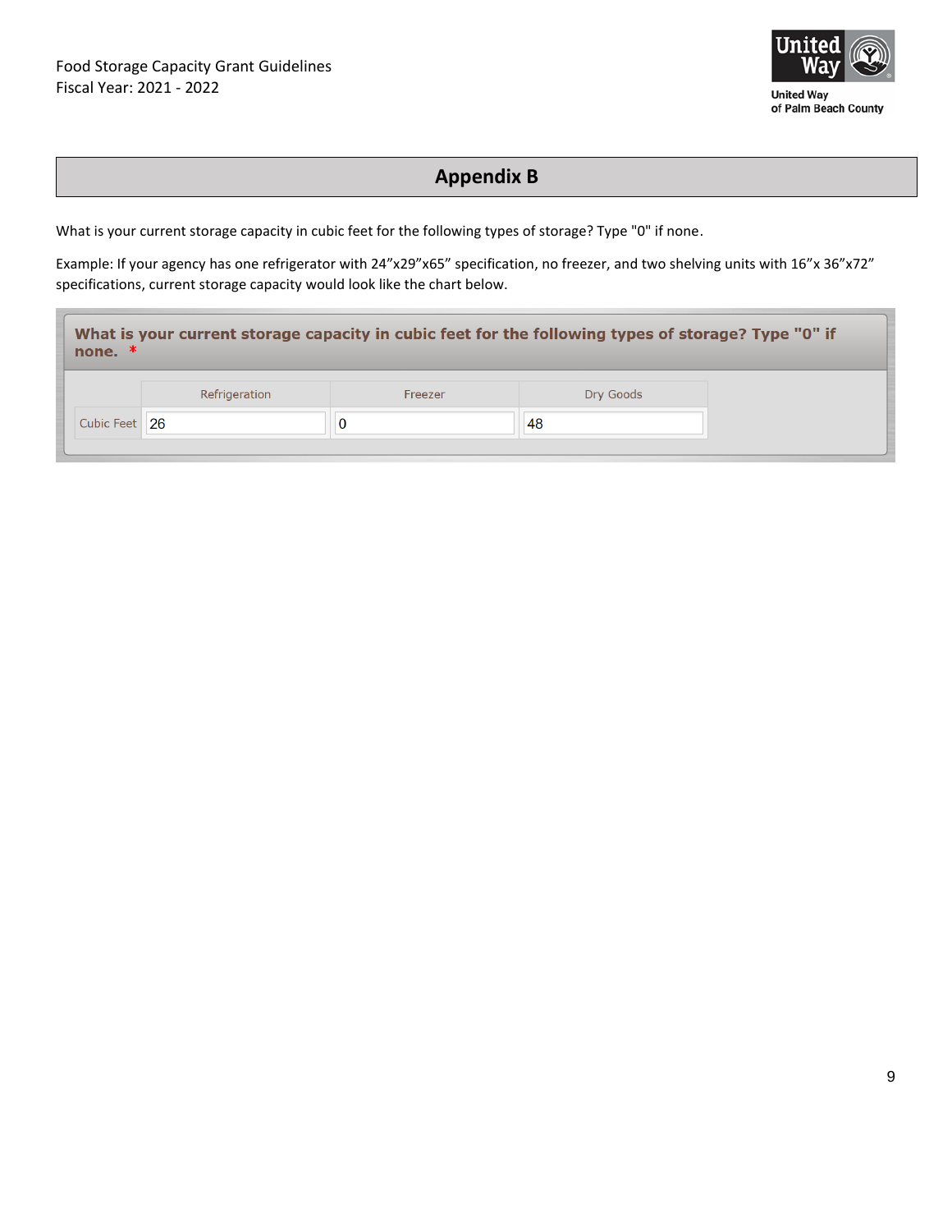## Appendix B

What is your current storage capacity in cubic feet for the following types of storage? Type "0" if none.

Example: If your agency has one refrigerator with 24”x29”x65” specification, no freezer, and two shelving units with 16”x 36”x72” specifications, current storage capacity would look like the chart below.

**What is your current storage capacity in cubic feet for the following types of storage? Type "0" if none. \***

| | Refrigeration | Freezer | Dry Goods |
|---|---|---|---|
| Cubic Feet | 26 | 0 | 48 |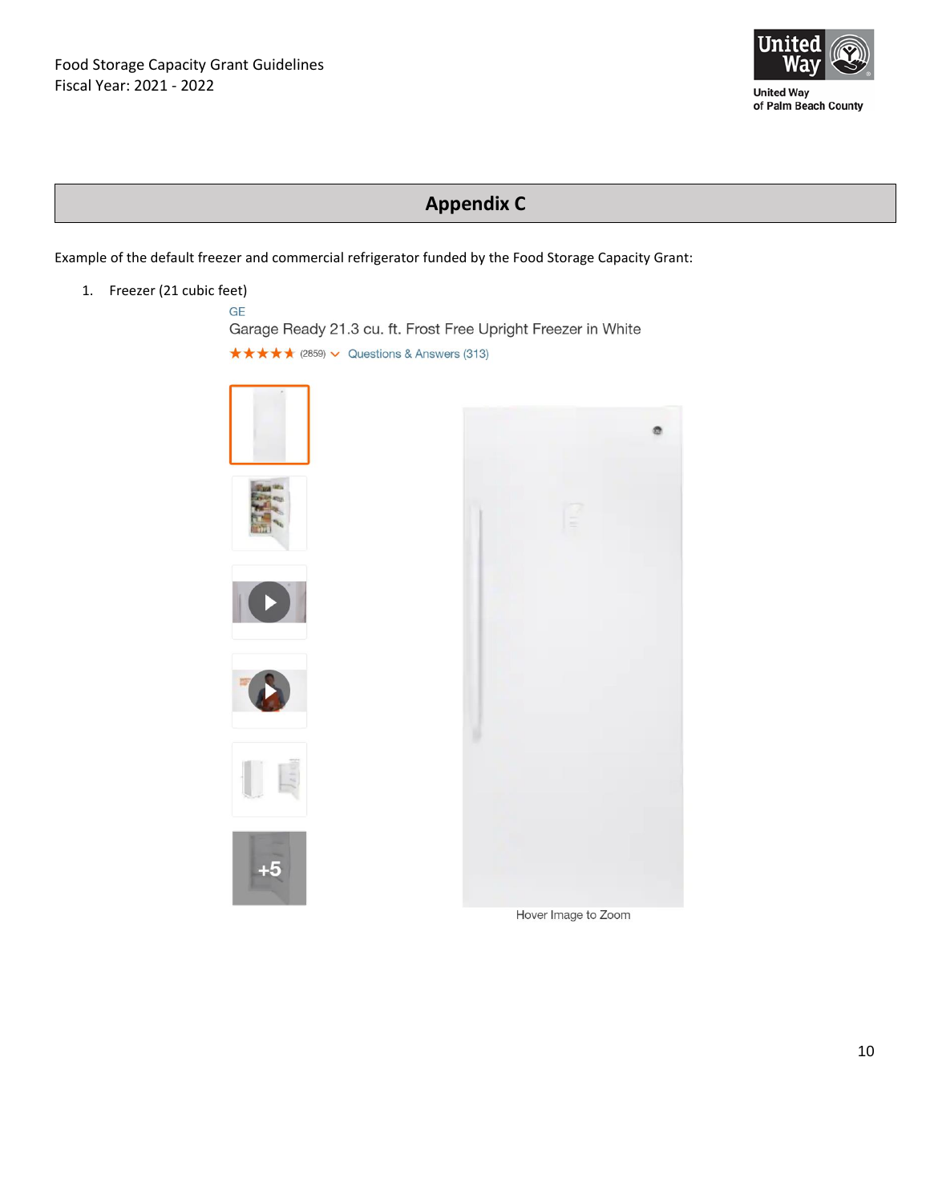## Appendix C

Example of the default freezer and commercial refrigerator funded by the Food Storage Capacity Grant:

1. Freezer (21 cubic feet)

GE

Garage Ready 21.3 cu. ft. Frost Free Upright Freezer in White

★★★★★ (2859) Questions & Answers (313)

+5

Hover Image to Zoom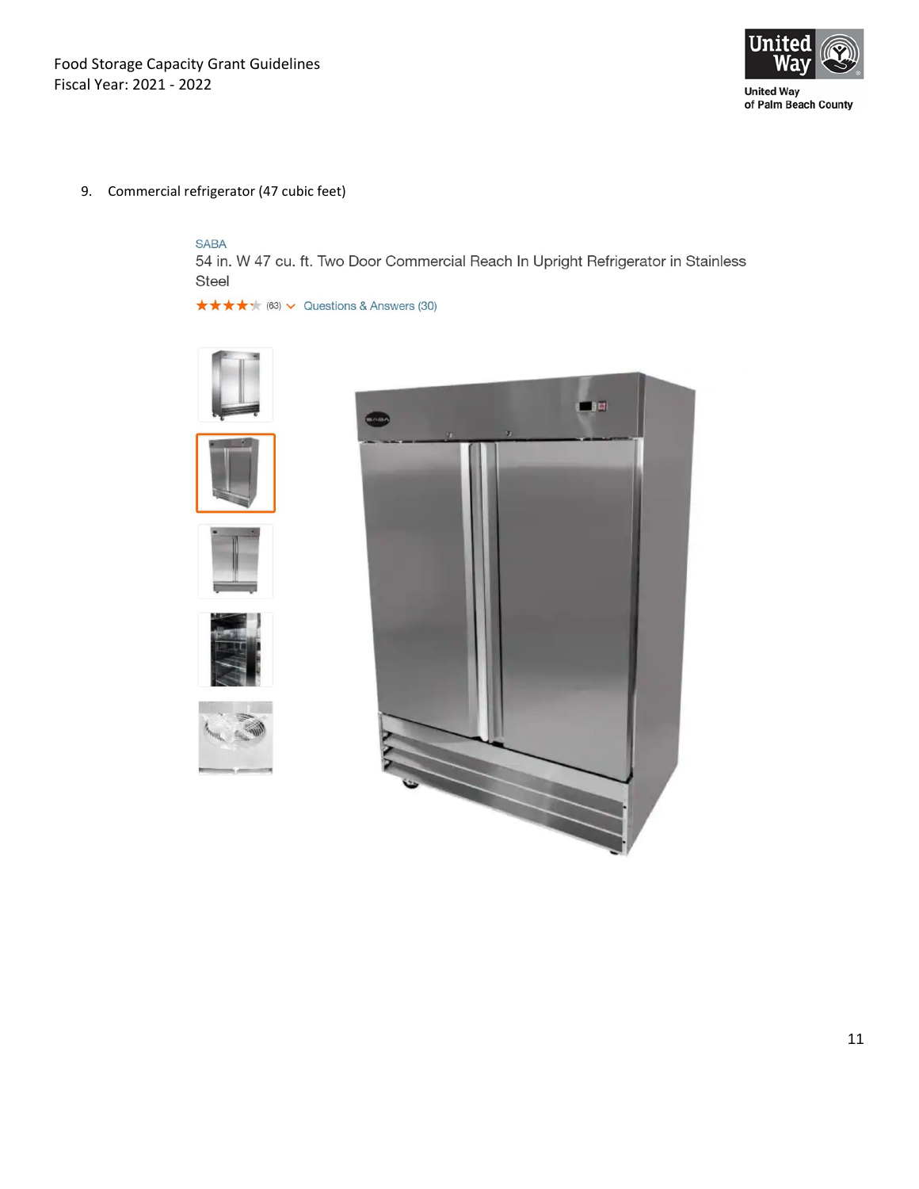9. Commercial refrigerator (47 cubic feet)

SABA

54 in. W 47 cu. ft. Two Door Commercial Reach In Upright Refrigerator in Stainless Steel

★★★★ (63) Questions & Answers (30)